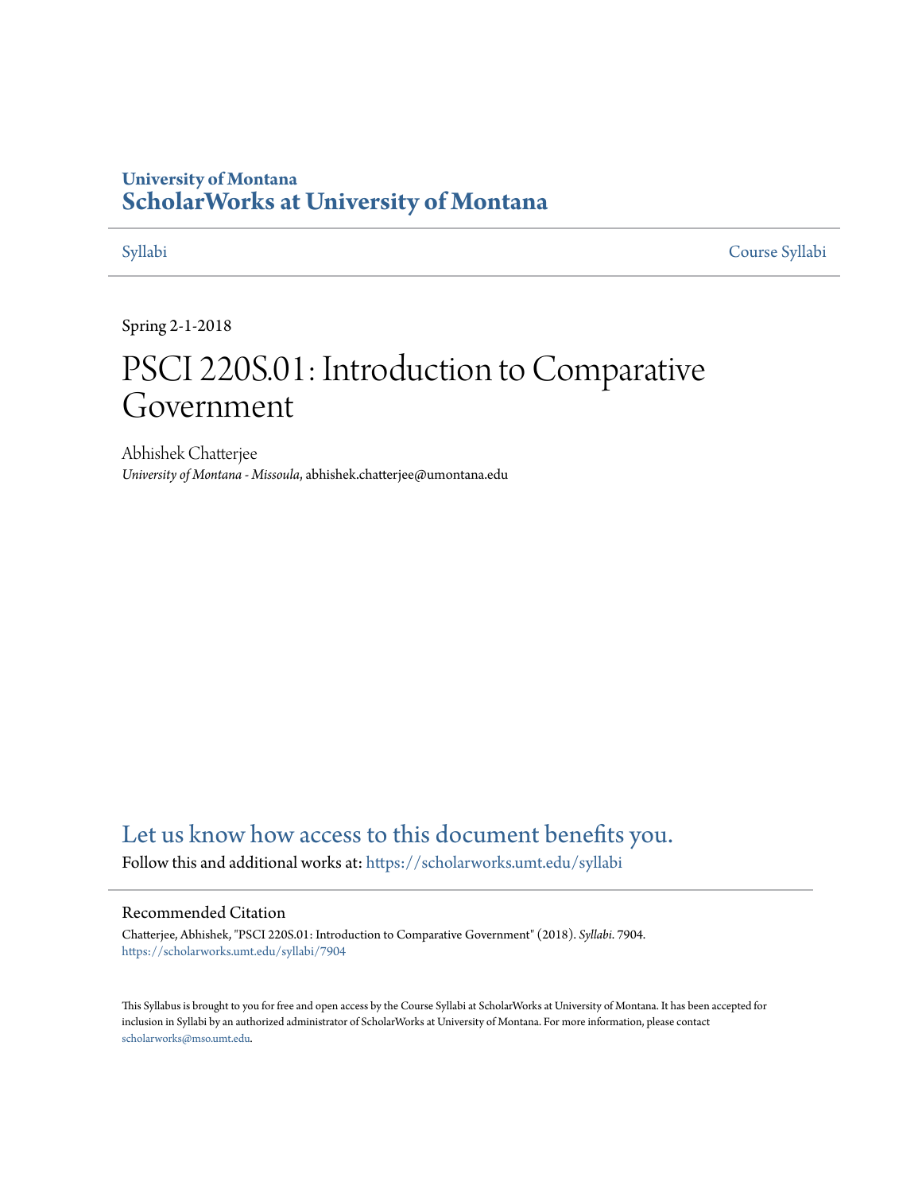University of Montana

# ScholarWorks at University of Montana

Syllabi | Course Syllabi

Spring 2-1-2018

# PSCI 220S.01: Introduction to Comparative Government

Abhishek Chatterjee
*University of Montana - Missoula*, abhishek.chatterjee@umontana.edu

Let us know how access to this document benefits you.

Follow this and additional works at: https://scholarworks.umt.edu/syllabi

## Recommended Citation

Chatterjee, Abhishek, "PSCI 220S.01: Introduction to Comparative Government" (2018). *Syllabi*. 7904.
https://scholarworks.umt.edu/syllabi/7904

This Syllabus is brought to you for free and open access by the Course Syllabi at ScholarWorks at University of Montana. It has been accepted for inclusion in Syllabi by an authorized administrator of ScholarWorks at University of Montana. For more information, please contact scholarworks@mso.umt.edu.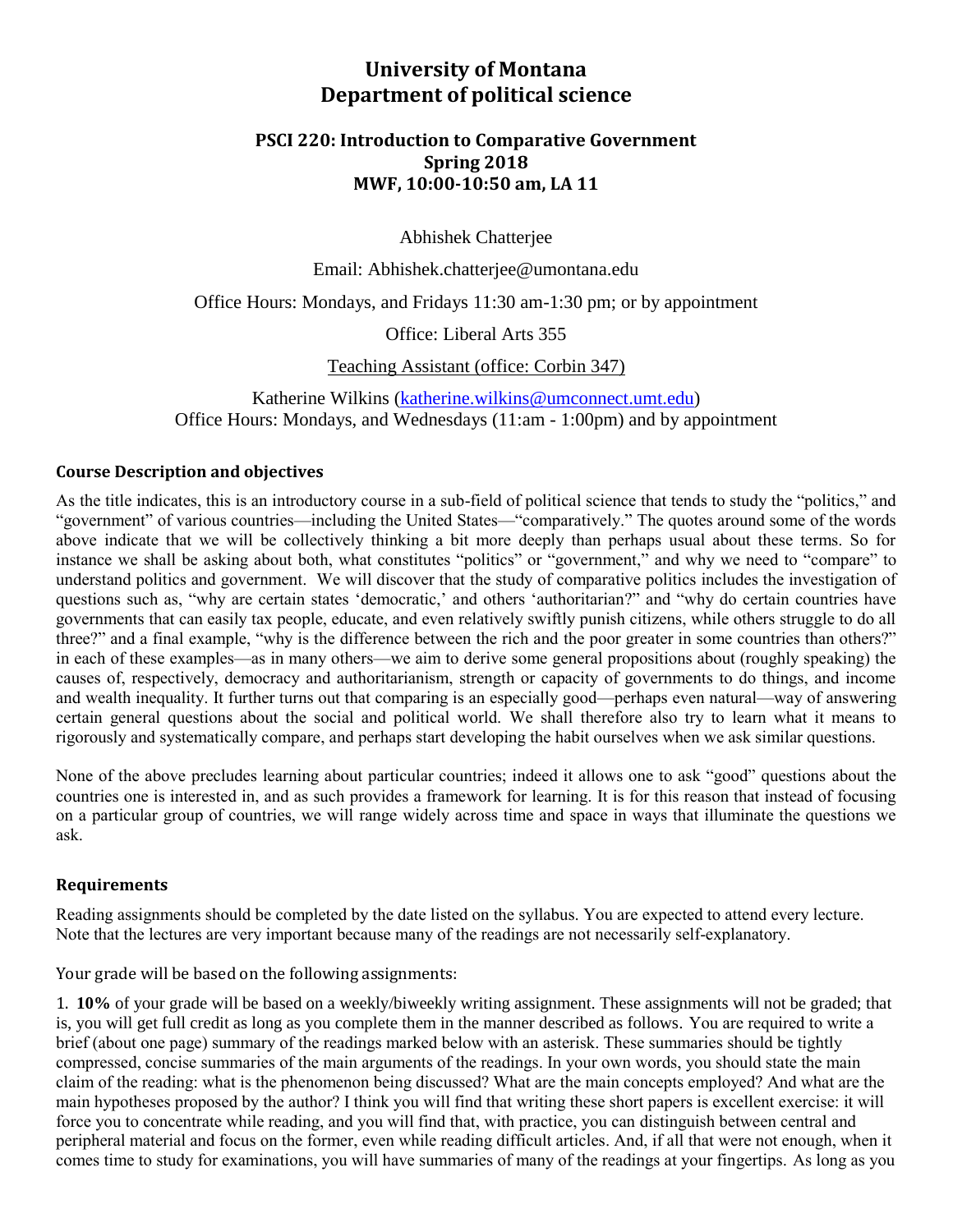# University of Montana
# Department of political science

### PSCI 220: Introduction to Comparative Government
### Spring 2018
### MWF, 10:00-10:50 am, LA 11

Abhishek Chatterjee

Email: Abhishek.chatterjee@umontana.edu

Office Hours: Mondays, and Fridays 11:30 am-1:30 pm; or by appointment

Office: Liberal Arts 355

Teaching Assistant (office: Corbin 347)

Katherine Wilkins (katherine.wilkins@umconnect.umt.edu)
Office Hours: Mondays, and Wednesdays (11:am - 1:00pm) and by appointment

#### Course Description and objectives

As the title indicates, this is an introductory course in a sub-field of political science that tends to study the "politics," and "government" of various countries—including the United States—"comparatively." The quotes around some of the words above indicate that we will be collectively thinking a bit more deeply than perhaps usual about these terms. So for instance we shall be asking about both, what constitutes "politics" or "government," and why we need to "compare" to understand politics and government. We will discover that the study of comparative politics includes the investigation of questions such as, "why are certain states 'democratic,' and others 'authoritarian?" and "why do certain countries have governments that can easily tax people, educate, and even relatively swiftly punish citizens, while others struggle to do all three?" and a final example, "why is the difference between the rich and the poor greater in some countries than others?" in each of these examples—as in many others—we aim to derive some general propositions about (roughly speaking) the causes of, respectively, democracy and authoritarianism, strength or capacity of governments to do things, and income and wealth inequality. It further turns out that comparing is an especially good—perhaps even natural—way of answering certain general questions about the social and political world. We shall therefore also try to learn what it means to rigorously and systematically compare, and perhaps start developing the habit ourselves when we ask similar questions.

None of the above precludes learning about particular countries; indeed it allows one to ask "good" questions about the countries one is interested in, and as such provides a framework for learning. It is for this reason that instead of focusing on a particular group of countries, we will range widely across time and space in ways that illuminate the questions we ask.

#### Requirements

Reading assignments should be completed by the date listed on the syllabus. You are expected to attend every lecture. Note that the lectures are very important because many of the readings are not necessarily self-explanatory.

Your grade will be based on the following assignments:

1. **10%** of your grade will be based on a weekly/biweekly writing assignment. These assignments will not be graded; that is, you will get full credit as long as you complete them in the manner described as follows. You are required to write a brief (about one page) summary of the readings marked below with an asterisk. These summaries should be tightly compressed, concise summaries of the main arguments of the readings. In your own words, you should state the main claim of the reading: what is the phenomenon being discussed? What are the main concepts employed? And what are the main hypotheses proposed by the author? I think you will find that writing these short papers is excellent exercise: it will force you to concentrate while reading, and you will find that, with practice, you can distinguish between central and peripheral material and focus on the former, even while reading difficult articles. And, if all that were not enough, when it comes time to study for examinations, you will have summaries of many of the readings at your fingertips. As long as you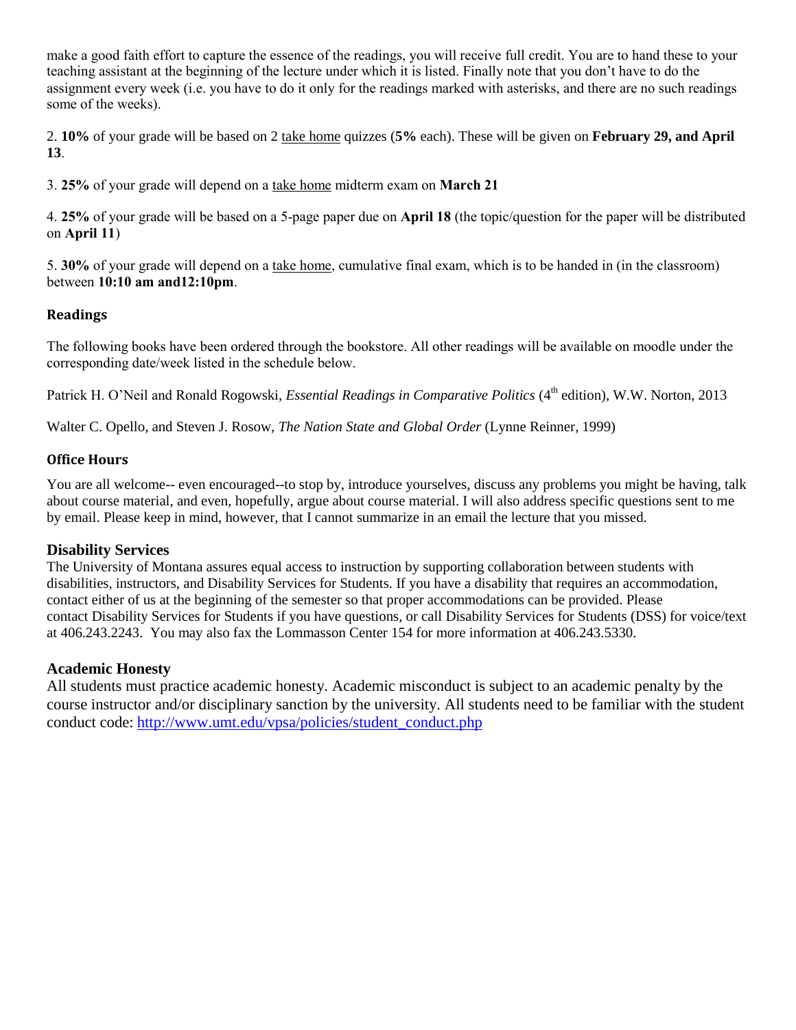make a good faith effort to capture the essence of the readings, you will receive full credit. You are to hand these to your teaching assistant at the beginning of the lecture under which it is listed. Finally note that you don't have to do the assignment every week (i.e. you have to do it only for the readings marked with asterisks, and there are no such readings some of the weeks).

2. **10%** of your grade will be based on 2 take home quizzes (**5%** each). These will be given on **February 29, and April 13**.

3. **25%** of your grade will depend on a take home midterm exam on **March 21**

4. **25%** of your grade will be based on a 5-page paper due on **April 18** (the topic/question for the paper will be distributed on **April 11**)

5. **30%** of your grade will depend on a take home, cumulative final exam, which is to be handed in (in the classroom) between **10:10 am and12:10pm**.

## Readings

The following books have been ordered through the bookstore. All other readings will be available on moodle under the corresponding date/week listed in the schedule below.

Patrick H. O'Neil and Ronald Rogowski, *Essential Readings in Comparative Politics* (4th edition), W.W. Norton, 2013

Walter C. Opello, and Steven J. Rosow, *The Nation State and Global Order* (Lynne Reinner, 1999)

## Office Hours

You are all welcome-- even encouraged--to stop by, introduce yourselves, discuss any problems you might be having, talk about course material, and even, hopefully, argue about course material. I will also address specific questions sent to me by email. Please keep in mind, however, that I cannot summarize in an email the lecture that you missed.

## Disability Services

The University of Montana assures equal access to instruction by supporting collaboration between students with disabilities, instructors, and Disability Services for Students. If you have a disability that requires an accommodation, contact either of us at the beginning of the semester so that proper accommodations can be provided. Please contact Disability Services for Students if you have questions, or call Disability Services for Students (DSS) for voice/text at 406.243.2243. You may also fax the Lommasson Center 154 for more information at 406.243.5330.

## Academic Honesty

All students must practice academic honesty. Academic misconduct is subject to an academic penalty by the course instructor and/or disciplinary sanction by the university. All students need to be familiar with the student conduct code: http://www.umt.edu/vpsa/policies/student_conduct.php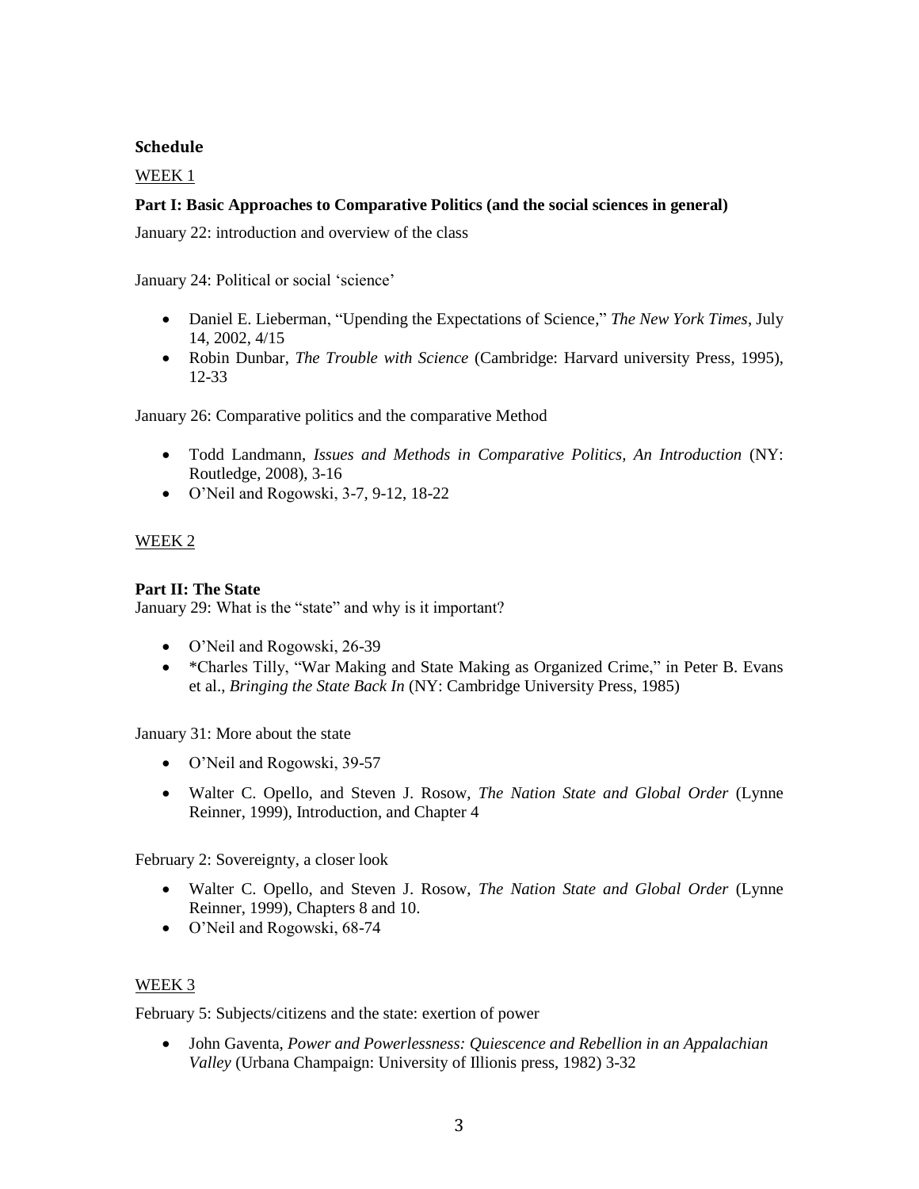## Schedule

<u>WEEK 1</u>

**Part I: Basic Approaches to Comparative Politics (and the social sciences in general)**

January 22: introduction and overview of the class

January 24: Political or social 'science'

- Daniel E. Lieberman, "Upending the Expectations of Science," *The New York Times*, July 14, 2002, 4/15
- Robin Dunbar, *The Trouble with Science* (Cambridge: Harvard university Press, 1995), 12-33

January 26: Comparative politics and the comparative Method

- Todd Landmann, *Issues and Methods in Comparative Politics, An Introduction* (NY: Routledge, 2008), 3-16
- O'Neil and Rogowski, 3-7, 9-12, 18-22

<u>WEEK 2</u>

**Part II: The State**

January 29: What is the "state" and why is it important?

- O'Neil and Rogowski, 26-39
- *Charles Tilly, "War Making and State Making as Organized Crime," in Peter B. Evans et al., *Bringing the State Back In* (NY: Cambridge University Press, 1985)

January 31: More about the state

- O'Neil and Rogowski, 39-57
- Walter C. Opello, and Steven J. Rosow, *The Nation State and Global Order* (Lynne Reinner, 1999), Introduction, and Chapter 4

February 2: Sovereignty, a closer look

- Walter C. Opello, and Steven J. Rosow, *The Nation State and Global Order* (Lynne Reinner, 1999), Chapters 8 and 10.
- O'Neil and Rogowski, 68-74

<u>WEEK 3</u>

February 5: Subjects/citizens and the state: exertion of power

- John Gaventa, *Power and Powerlessness: Quiescence and Rebellion in an Appalachian Valley* (Urbana Champaign: University of Illionis press, 1982) 3-32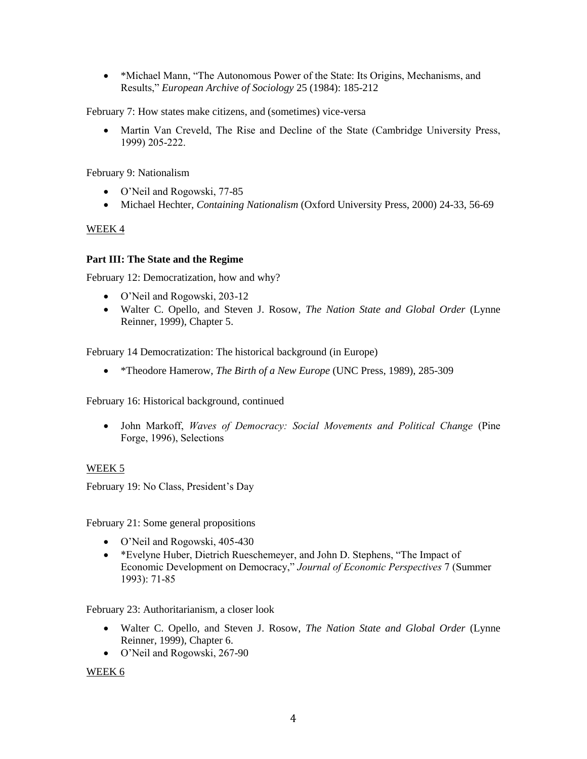- *Michael Mann, "The Autonomous Power of the State: Its Origins, Mechanisms, and Results," *European Archive of Sociology* 25 (1984): 185-212

February 7: How states make citizens, and (sometimes) vice-versa

- Martin Van Creveld, The Rise and Decline of the State (Cambridge University Press, 1999) 205-222.

February 9: Nationalism

- O'Neil and Rogowski, 77-85
- Michael Hechter, *Containing Nationalism* (Oxford University Press, 2000) 24-33, 56-69

WEEK 4

**Part III: The State and the Regime**

February 12: Democratization, how and why?

- O'Neil and Rogowski, 203-12
- Walter C. Opello, and Steven J. Rosow, *The Nation State and Global Order* (Lynne Reinner, 1999), Chapter 5.

February 14 Democratization: The historical background (in Europe)

- *Theodore Hamerow, *The Birth of a New Europe* (UNC Press, 1989), 285-309

February 16: Historical background, continued

- John Markoff, *Waves of Democracy: Social Movements and Political Change* (Pine Forge, 1996), Selections

WEEK 5

February 19: No Class, President's Day

February 21: Some general propositions

- O'Neil and Rogowski, 405-430
- *Evelyne Huber, Dietrich Rueschemeyer, and John D. Stephens, "The Impact of Economic Development on Democracy," *Journal of Economic Perspectives* 7 (Summer 1993): 71-85

February 23: Authoritarianism, a closer look

- Walter C. Opello, and Steven J. Rosow, *The Nation State and Global Order* (Lynne Reinner, 1999), Chapter 6.
- O'Neil and Rogowski, 267-90

WEEK 6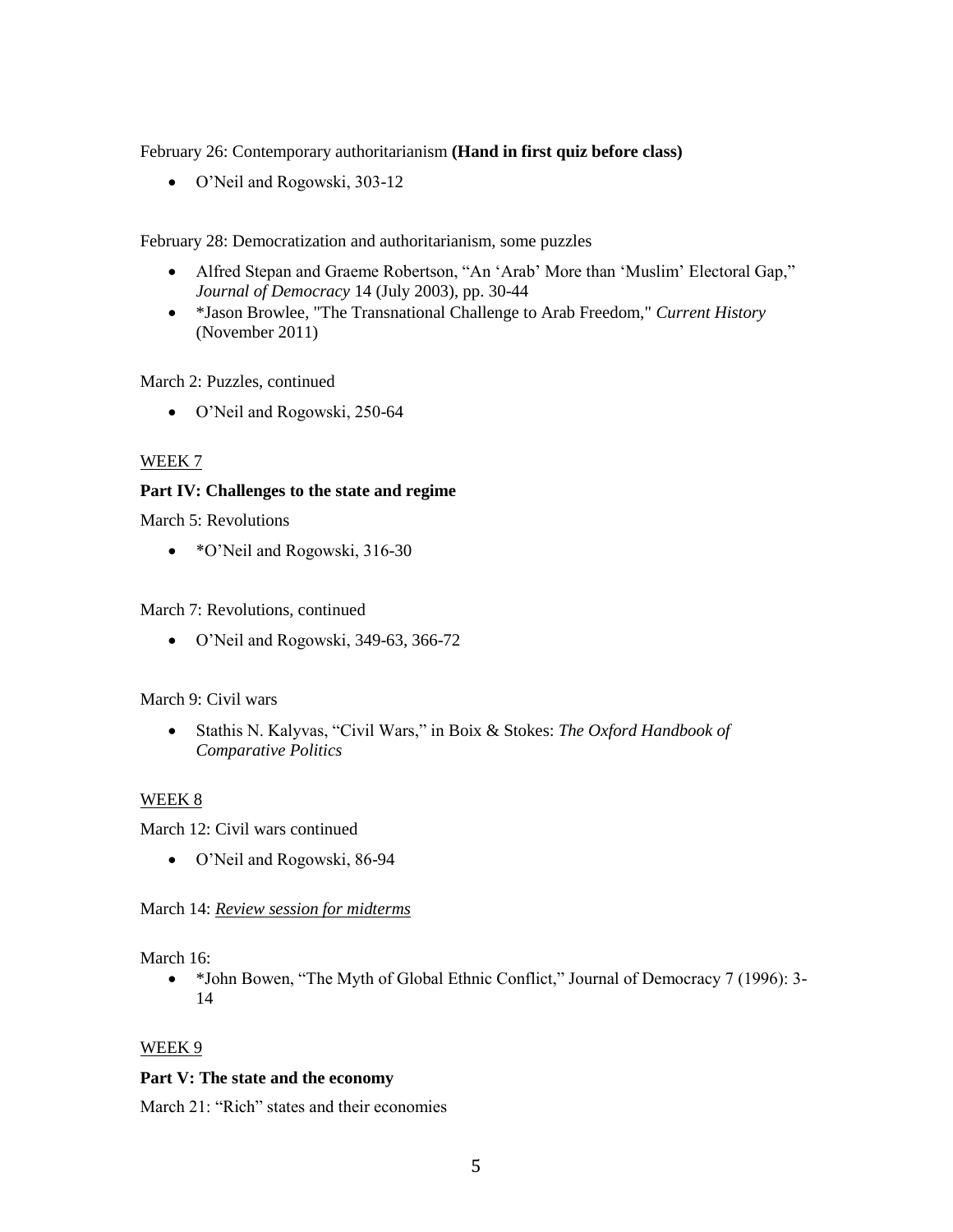February 26: Contemporary authoritarianism **(Hand in first quiz before class)**

- O'Neil and Rogowski, 303-12

February 28: Democratization and authoritarianism, some puzzles

- Alfred Stepan and Graeme Robertson, "An 'Arab' More than 'Muslim' Electoral Gap," *Journal of Democracy* 14 (July 2003), pp. 30-44
- *Jason Browlee, "The Transnational Challenge to Arab Freedom," *Current History* (November 2011)

March 2: Puzzles, continued

- O'Neil and Rogowski, 250-64

WEEK 7

**Part IV: Challenges to the state and regime**

March 5: Revolutions

- *O'Neil and Rogowski, 316-30

March 7: Revolutions, continued

- O'Neil and Rogowski, 349-63, 366-72

March 9: Civil wars

- Stathis N. Kalyvas, "Civil Wars," in Boix & Stokes: *The Oxford Handbook of Comparative Politics*

WEEK 8

March 12: Civil wars continued

- O'Neil and Rogowski, 86-94

March 14: *Review session for midterms*

March 16:

- *John Bowen, "The Myth of Global Ethnic Conflict," Journal of Democracy 7 (1996): 3-14

WEEK 9

**Part V: The state and the economy**

March 21: "Rich" states and their economies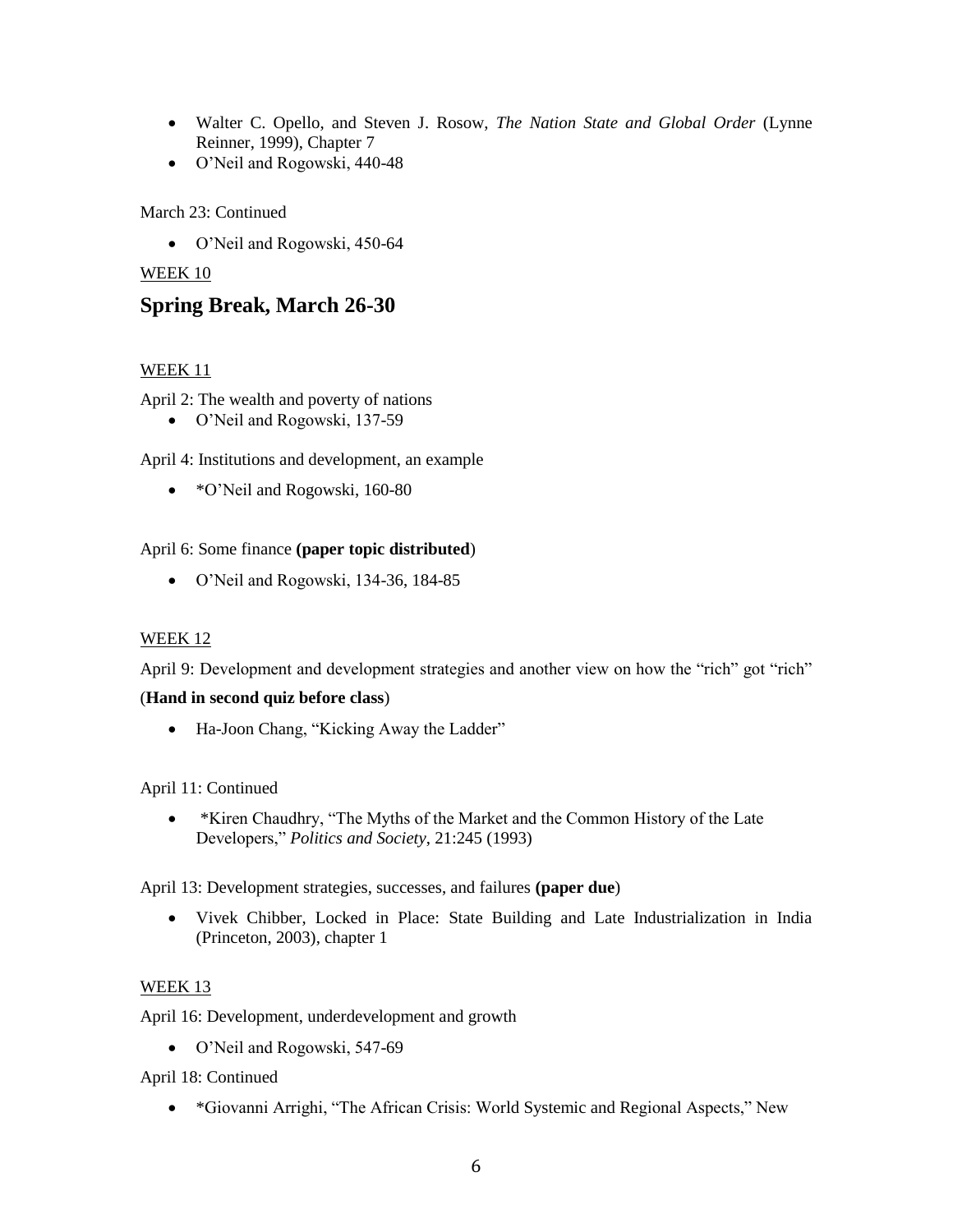- Walter C. Opello, and Steven J. Rosow, *The Nation State and Global Order* (Lynne Reinner, 1999), Chapter 7
- O'Neil and Rogowski, 440-48

March 23: Continued

- O'Neil and Rogowski, 450-64

WEEK 10

## Spring Break, March 26-30

WEEK 11

April 2: The wealth and poverty of nations

- O'Neil and Rogowski, 137-59

April 4: Institutions and development, an example

- *O'Neil and Rogowski, 160-80

April 6: Some finance **(paper topic distributed**)

- O'Neil and Rogowski, 134-36, 184-85

WEEK 12

April 9: Development and development strategies and another view on how the "rich" got "rich"

(**Hand in second quiz before class**)

- Ha-Joon Chang, "Kicking Away the Ladder"

April 11: Continued

- *Kiren Chaudhry, "The Myths of the Market and the Common History of the Late Developers," *Politics and Society*, 21:245 (1993)

April 13: Development strategies, successes, and failures **(paper due**)

- Vivek Chibber, Locked in Place: State Building and Late Industrialization in India (Princeton, 2003), chapter 1

WEEK 13

April 16: Development, underdevelopment and growth

- O'Neil and Rogowski, 547-69

April 18: Continued

- *Giovanni Arrighi, "The African Crisis: World Systemic and Regional Aspects," New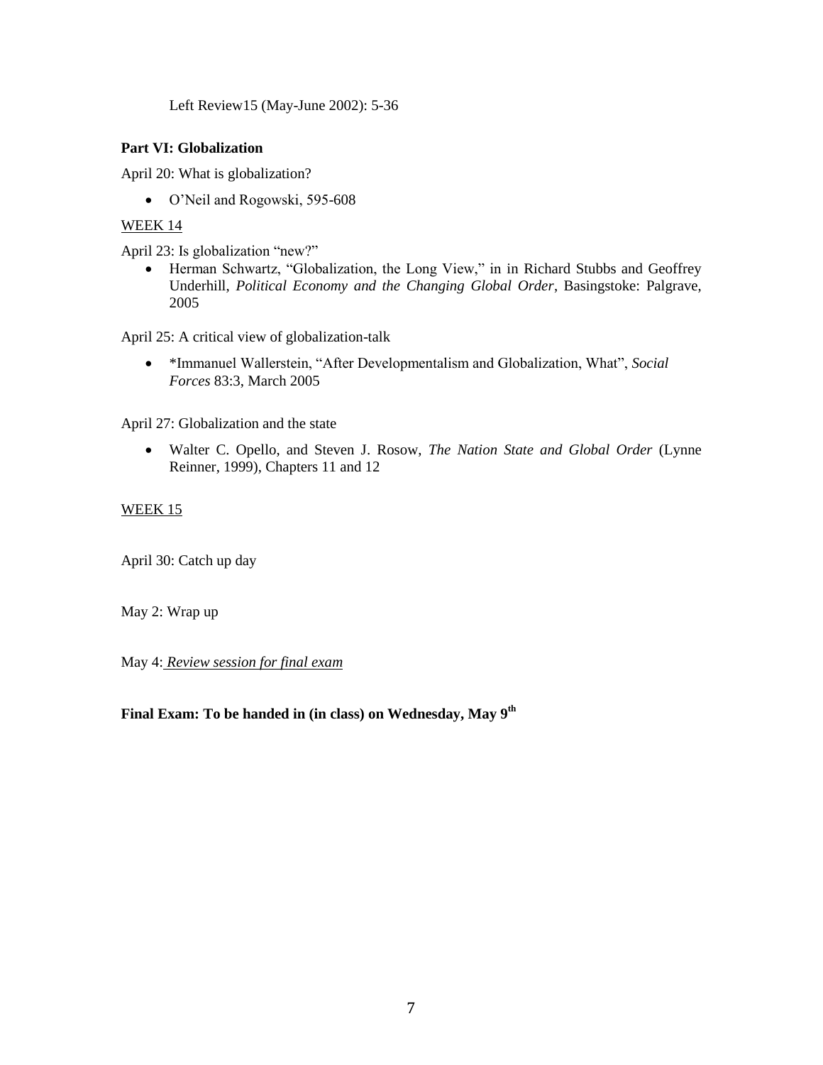Left Review15 (May-June 2002): 5-36

**Part VI: Globalization**

April 20: What is globalization?

- O'Neil and Rogowski, 595-608

WEEK 14

April 23: Is globalization "new?"

- Herman Schwartz, "Globalization, the Long View," in in Richard Stubbs and Geoffrey Underhill, *Political Economy and the Changing Global Order*, Basingstoke: Palgrave, 2005

April 25: A critical view of globalization-talk

- *Immanuel Wallerstein, "After Developmentalism and Globalization, What", *Social Forces* 83:3, March 2005

April 27: Globalization and the state

- Walter C. Opello, and Steven J. Rosow, *The Nation State and Global Order* (Lynne Reinner, 1999), Chapters 11 and 12

WEEK 15

April 30: Catch up day

May 2: Wrap up

May 4: *Review session for final exam*

**Final Exam: To be handed in (in class) on Wednesday, May 9th**